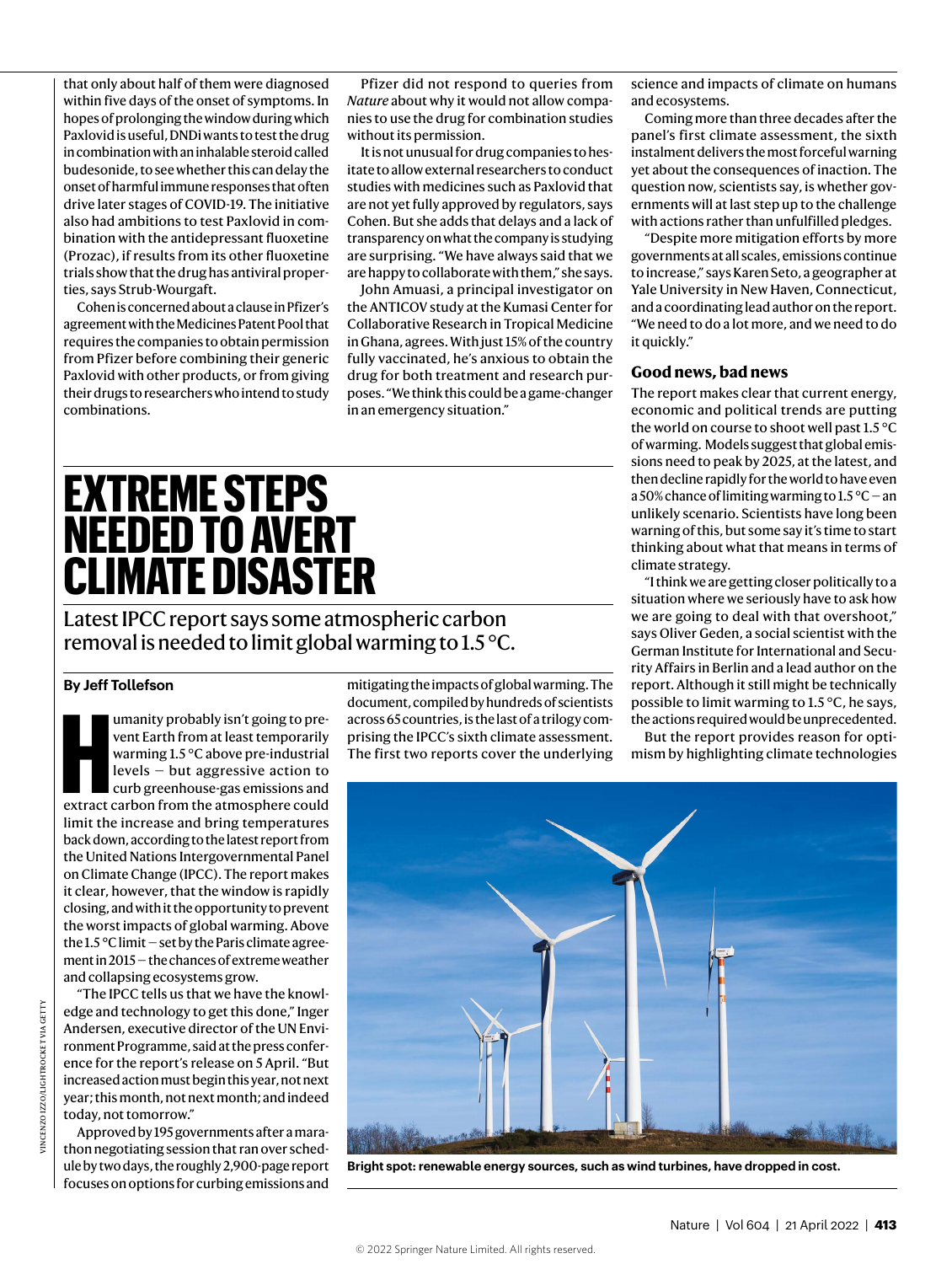that only about half of them were diagnosed within five days of the onset of symptoms. In hopes of prolonging the window during which Paxlovid is useful, DNDi wants to test the drug in combination with an inhalable steroid called budesonide, to see whether this can delay the onset of harmful immune responses that often drive later stages of COVID-19. The initiative also had ambitions to test Paxlovid in combination with the antidepressant fluoxetine (Prozac), if results from its other fluoxetine trials show that the drug has antiviral properties, says Strub-Wourgaft.

Cohen is concerned about a clause in Pfizer's agreement with the Medicines Patent Pool that requires the companies to obtain permission from Pfizer before combining their generic Paxlovid with other products, or from giving their drugs to researchers who intend to study combinations.

Pfizer did not respond to queries from *Nature* about why it would not allow companies to use the drug for combination studies without its permission.

It is not unusual for drug companies to hesitate to allow external researchers to conduct studies with medicines such as Paxlovid that are not yet fully approved by regulators, says Cohen. But she adds that delays and a lack of transparency on what the company is studying are surprising. "We have always said that we are happy to collaborate with them," she says.

John Amuasi, a principal investigator on the ANTICOV study at the Kumasi Center for Collaborative Research in Tropical Medicine in Ghana, agrees. With just 15% of the country fully vaccinated, he's anxious to obtain the drug for both treatment and research purposes. "We think this could be a game-changer in an emergency situation."

# EXTREME STEPS NEEDED TO AVERT CLIMATE DISASTER

## Latest IPCC report says some atmospheric carbon removal is needed to limit global warming to 1.5 °C.

**By Jeff Tollefson**

Humanity probably isn't going to prevent Earth from at least temporarily warming 1.5 °C above pre-industrial levels — but aggressive action to curb greenhouse-gas emissions and extract carbon from the atmosphere could limit the increase and bring temperatures back down, according to the latest report from the United Nations Intergovernmental Panel on Climate Change (IPCC). The report makes it clear, however, that the window is rapidly closing, and with it the opportunity to prevent the worst impacts of global warming. Above the 1.5 °C limit — set by the Paris climate agreement in 2015 — the chances of extreme weather and collapsing ecosystems grow.

"The IPCC tells us that we have the knowledge and technology to get this done," Inger Andersen, executive director of the UN Environment Programme, said at the press conference for the report's release on 5 April. "But increased action must begin this year, not next year; this month, not next month; and indeed today, not tomorrow."

Approved by 195 governments after a marathon negotiating session that ran over schedule by two days, the roughly 2,900-page report focuses on options for curbing emissions and mitigating the impacts of global warming. The document, compiled by hundreds of scientists across 65 countries, is the last of a trilogy comprising the IPCC's sixth climate assessment. The first two reports cover the underlying science and impacts of climate on humans and ecosystems.

Coming more than three decades after the panel's first climate assessment, the sixth instalment delivers the most forceful warning yet about the consequences of inaction. The question now, scientists say, is whether governments will at last step up to the challenge with actions rather than unfulfilled pledges.

"Despite more mitigation efforts by more governments at all scales, emissions continue to increase," says Karen Seto, a geographer at Yale University in New Haven, Connecticut, and a coordinating lead author on the report. "We need to do a lot more, and we need to do it quickly."

### Good news, bad news

The report makes clear that current energy, economic and political trends are putting the world on course to shoot well past 1.5 °C of warming. Models suggest that global emissions need to peak by 2025, at the latest, and then decline rapidly for the world to have even a 50% chance of limiting warming to 1.5 °C — an unlikely scenario. Scientists have long been warning of this, but some say it's time to start thinking about what that means in terms of climate strategy.

"I think we are getting closer politically to a situation where we seriously have to ask how we are going to deal with that overshoot," says Oliver Geden, a social scientist with the German Institute for International and Security Affairs in Berlin and a lead author on the report. Although it still might be technically possible to limit warming to 1.5 °C, he says, the actions required would be unprecedented.

But the report provides reason for optimism by highlighting climate technologies

**Bright spot: renewable energy sources, such as wind turbines, have dropped in cost.**

VINCENZO IZZO/LIGHTROCKET VIA GETTY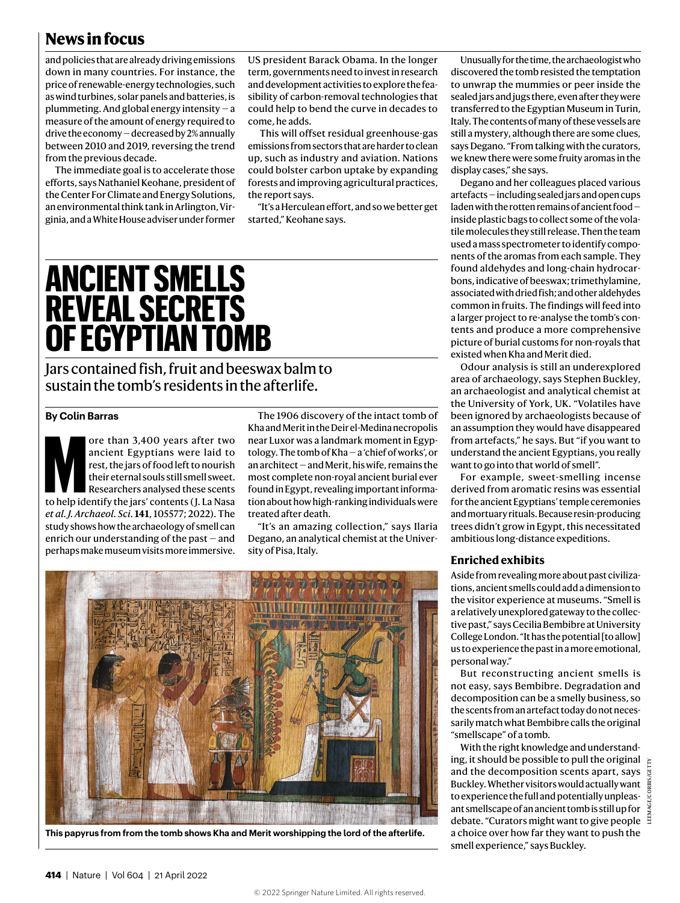and policies that are already driving emissions down in many countries. For instance, the price of renewable-energy technologies, such as wind turbines, solar panels and batteries, is plummeting. And global energy intensity — a measure of the amount of energy required to drive the economy — decreased by 2% annually between 2010 and 2019, reversing the trend from the previous decade.

The immediate goal is to accelerate those efforts, says Nathaniel Keohane, president of the Center For Climate and Energy Solutions, an environmental think tank in Arlington, Virginia, and a White House adviser under former US president Barack Obama. In the longer term, governments need to invest in research and development activities to explore the feasibility of carbon-removal technologies that could help to bend the curve in decades to come, he adds.

This will offset residual greenhouse-gas emissions from sectors that are harder to clean up, such as industry and aviation. Nations could bolster carbon uptake by expanding forests and improving agricultural practices, the report says.

"It's a Herculean effort, and so we better get started," Keohane says.

# ANCIENT SMELLS REVEAL SECRETS OF EGYPTIAN TOMB

## Jars contained fish, fruit and beeswax balm to sustain the tomb's residents in the afterlife.

**By Colin Barras**

More than 3,400 years after two ancient Egyptians were laid to rest, the jars of food left to nourish their eternal souls still smell sweet. Researchers analysed these scents to help identify the jars' contents (J. La Nasa *et al. J. Archaeol. Sci.* **141**, 105577; 2022). The study shows how the archaeology of smell can enrich our understanding of the past — and perhaps make museum visits more immersive.

The 1906 discovery of the intact tomb of Kha and Merit in the Deir el-Medina necropolis near Luxor was a landmark moment in Egyptology. The tomb of Kha — a 'chief of works', or an architect — and Merit, his wife, remains the most complete non-royal ancient burial ever found in Egypt, revealing important information about how high-ranking individuals were treated after death.

"It's an amazing collection," says Ilaria Degano, an analytical chemist at the University of Pisa, Italy.

This papyrus from from the tomb shows Kha and Merit worshipping the lord of the afterlife.

Unusually for the time, the archaeologist who discovered the tomb resisted the temptation to unwrap the mummies or peer inside the sealed jars and jugs there, even after they were transferred to the Egyptian Museum in Turin, Italy. The contents of many of these vessels are still a mystery, although there are some clues, says Degano. "From talking with the curators, we knew there were some fruity aromas in the display cases," she says.

Degano and her colleagues placed various artefacts — including sealed jars and open cups laden with the rotten remains of ancient food — inside plastic bags to collect some of the volatile molecules they still release. Then the team used a mass spectrometer to identify components of the aromas from each sample. They found aldehydes and long-chain hydrocarbons, indicative of beeswax; trimethylamine, associated with dried fish; and other aldehydes common in fruits. The findings will feed into a larger project to re-analyse the tomb's contents and produce a more comprehensive picture of burial customs for non-royals that existed when Kha and Merit died.

Odour analysis is still an underexplored area of archaeology, says Stephen Buckley, an archaeologist and analytical chemist at the University of York, UK. "Volatiles have been ignored by archaeologists because of an assumption they would have disappeared from artefacts," he says. But "if you want to understand the ancient Egyptians, you really want to go into that world of smell".

For example, sweet-smelling incense derived from aromatic resins was essential for the ancient Egyptians' temple ceremonies and mortuary rituals. Because resin-producing trees didn't grow in Egypt, this necessitated ambitious long-distance expeditions.

### Enriched exhibits

Aside from revealing more about past civilizations, ancient smells could add a dimension to the visitor experience at museums. "Smell is a relatively unexplored gateway to the collective past," says Cecilia Bembibre at University College London. "It has the potential [to allow] us to experience the past in a more emotional, personal way."

But reconstructing ancient smells is not easy, says Bembibre. Degradation and decomposition can be a smelly business, so the scents from an artefact today do not necessarily match what Bembibre calls the original "smellscape" of a tomb.

With the right knowledge and understanding, it should be possible to pull the original and the decomposition scents apart, says Buckley. Whether visitors would actually want to experience the full and potentially unpleasant smellscape of an ancient tomb is still up for debate. "Curators might want to give people a choice over how far they want to push the smell experience," says Buckley.